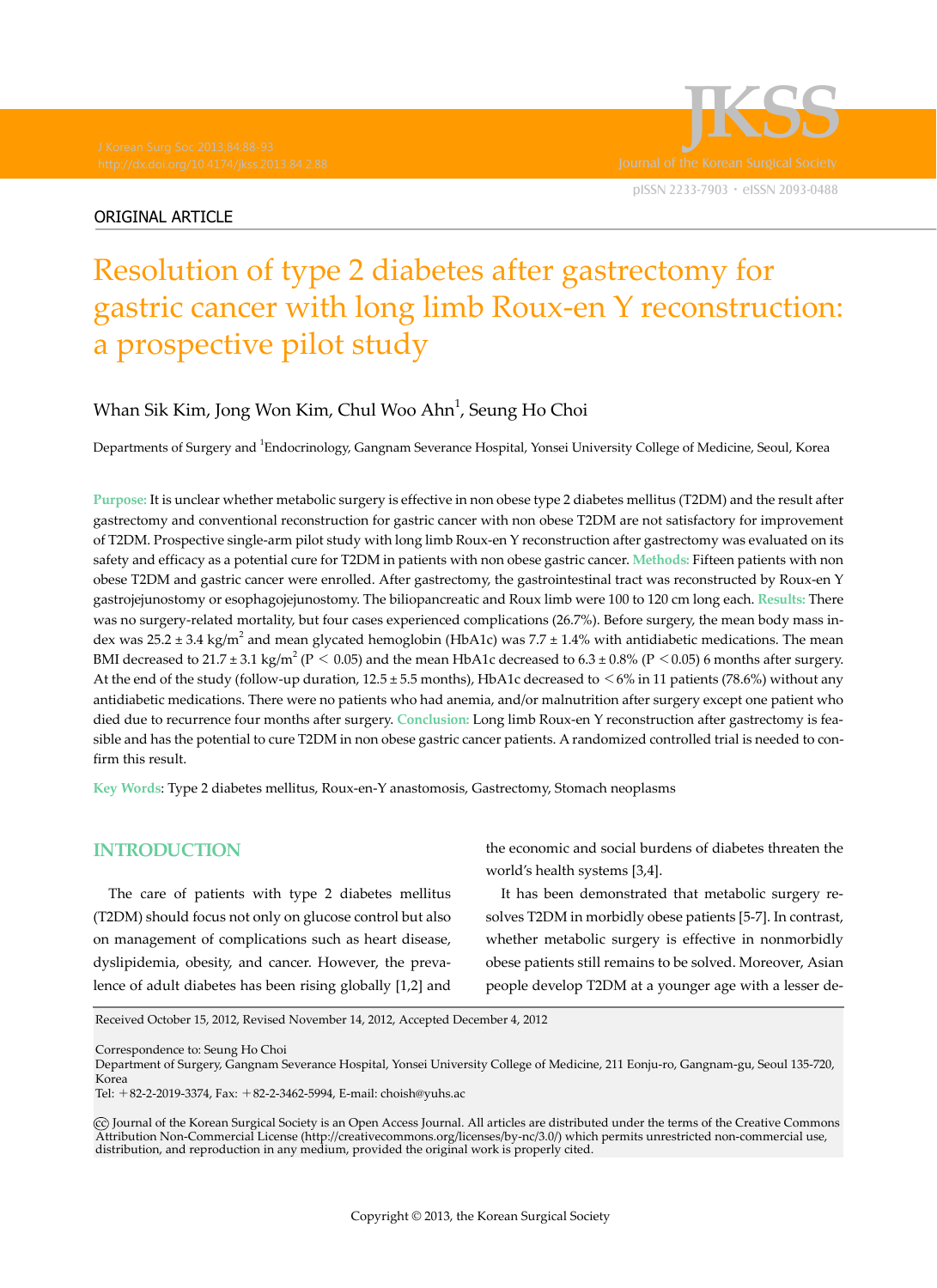ORIGINAL ARTICLE

# Resolution of type 2 diabetes after gastrectomy for gastric cancer with long limb Roux-en Y reconstruction: a prospective pilot study

Whan Sik Kim, Jong Won Kim, Chul Woo Ahn[1], Seung Ho Choi

Departments of Surgery and [1]Endocrinology, Gangnam Severance Hospital, Yonsei University College of Medicine, Seoul, Korea

**Purpose:** It is unclear whether metabolic surgery is effective in non obese type 2 diabetes mellitus (T2DM) and the result after gastrectomy and conventional reconstruction for gastric cancer with non obese T2DM are not satisfactory for improvement of T2DM. Prospective single-arm pilot study with long limb Roux-en Y reconstruction after gastrectomy was evaluated on its safety and efficacy as a potential cure for T2DM in patients with non obese gastric cancer. **Methods:** Fifteen patients with non obese T2DM and gastric cancer were enrolled. After gastrectomy, the gastrointestinal tract was reconstructed by Roux-en Y gastrojejunostomy or esophagojejunostomy. The biliopancreatic and Roux limb were 100 to 120 cm long each. **Results:** There was no surgery-related mortality, but four cases experienced complications (26.7%). Before surgery, the mean body mass index was 25.2 ± 3.4 kg/$m^2$ and mean glycated hemoglobin (HbA1c) was 7.7 ± 1.4% with antidiabetic medications. The mean BMI decreased to 21.7 ± 3.1 kg/$m^2$ ($P < 0.05$) and the mean HbA1c decreased to 6.3 ± 0.8% ($P < 0.05$) 6 months after surgery. At the end of the study (follow-up duration, 12.5 ± 5.5 months), HbA1c decreased to <6% in 11 patients (78.6%) without any antidiabetic medications. There were no patients who had anemia, and/or malnutrition after surgery except one patient who died due to recurrence four months after surgery. **Conclusion:** Long limb Roux-en Y reconstruction after gastrectomy is feasible and has the potential to cure T2DM in non obese gastric cancer patients. A randomized controlled trial is needed to confirm this result.

**Key Words**: Type 2 diabetes mellitus, Roux-en-Y anastomosis, Gastrectomy, Stomach neoplasms

## INTRODUCTION

The care of patients with type 2 diabetes mellitus (T2DM) should focus not only on glucose control but also on management of complications such as heart disease, dyslipidemia, obesity, and cancer. However, the prevalence of adult diabetes has been rising globally [1,2] and the economic and social burdens of diabetes threaten the world's health systems [3,4].

It has been demonstrated that metabolic surgery resolves T2DM in morbidly obese patients [5-7]. In contrast, whether metabolic surgery is effective in nonmorbidly obese patients still remains to be solved. Moreover, Asian people develop T2DM at a younger age with a lesser de-

Received October 15, 2012, Revised November 14, 2012, Accepted December 4, 2012

Correspondence to: Seung Ho Choi
Department of Surgery, Gangnam Severance Hospital, Yonsei University College of Medicine, 211 Eonju-ro, Gangnam-gu, Seoul 135-720, Korea
Tel: +82-2-2019-3374, Fax: +82-2-3462-5994, E-mail: choish@yuhs.ac

Journal of the Korean Surgical Society is an Open Access Journal. All articles are distributed under the terms of the Creative Commons Attribution Non-Commercial License (http://creativecommons.org/licenses/by-nc/3.0/) which permits unrestricted non-commercial use, distribution, and reproduction in any medium, provided the original work is properly cited.

Copyright © 2013, the Korean Surgical Society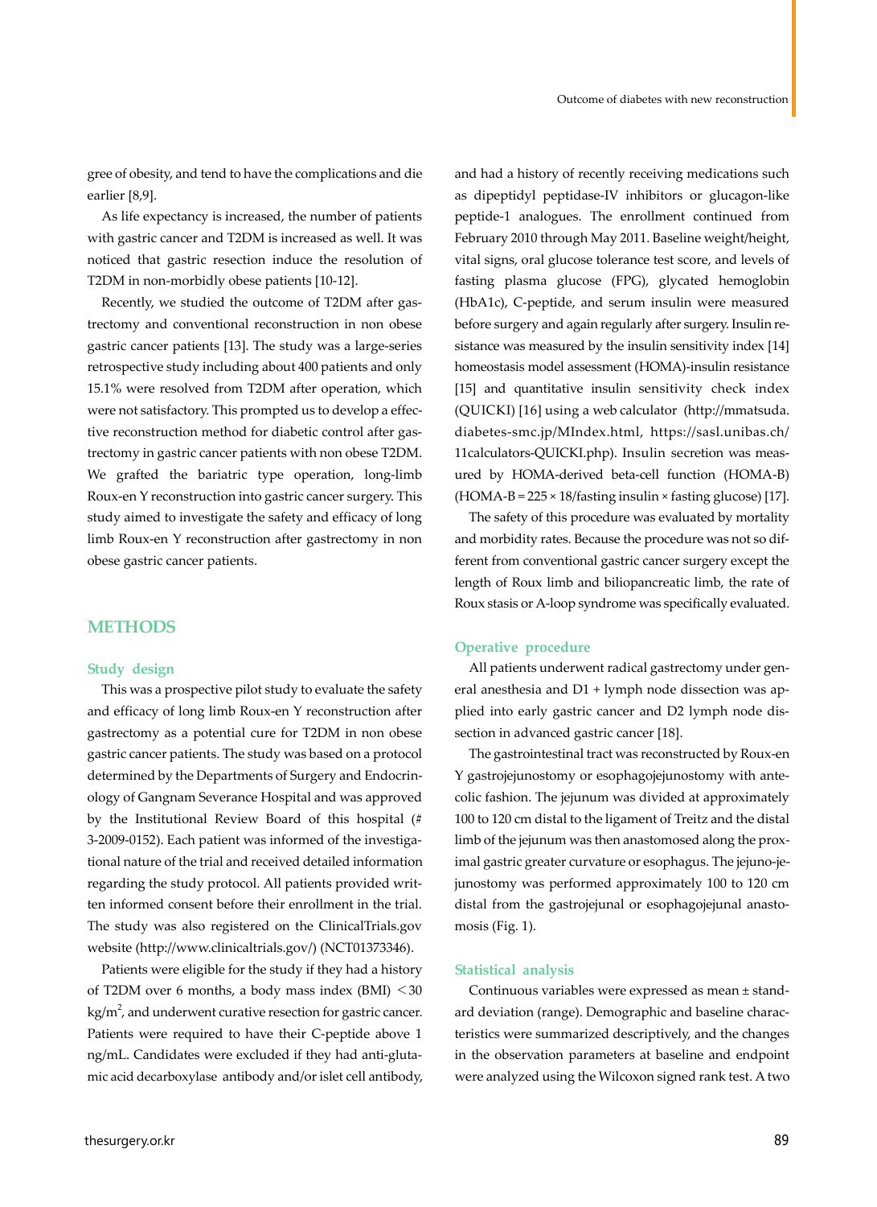gree of obesity, and tend to have the complications and die earlier [8,9].

As life expectancy is increased, the number of patients with gastric cancer and T2DM is increased as well. It was noticed that gastric resection induce the resolution of T2DM in non-morbidly obese patients [10-12].

Recently, we studied the outcome of T2DM after gastrectomy and conventional reconstruction in non obese gastric cancer patients [13]. The study was a large-series retrospective study including about 400 patients and only 15.1% were resolved from T2DM after operation, which were not satisfactory. This prompted us to develop a effective reconstruction method for diabetic control after gastrectomy in gastric cancer patients with non obese T2DM. We grafted the bariatric type operation, long-limb Roux-en Y reconstruction into gastric cancer surgery. This study aimed to investigate the safety and efficacy of long limb Roux-en Y reconstruction after gastrectomy in non obese gastric cancer patients.

## METHODS

### Study design

This was a prospective pilot study to evaluate the safety and efficacy of long limb Roux-en Y reconstruction after gastrectomy as a potential cure for T2DM in non obese gastric cancer patients. The study was based on a protocol determined by the Departments of Surgery and Endocrinology of Gangnam Severance Hospital and was approved by the Institutional Review Board of this hospital (# 3-2009-0152). Each patient was informed of the investigational nature of the trial and received detailed information regarding the study protocol. All patients provided written informed consent before their enrollment in the trial. The study was also registered on the ClinicalTrials.gov website (http://www.clinicaltrials.gov/) (NCT01373346).

Patients were eligible for the study if they had a history of T2DM over 6 months, a body mass index (BMI) $<30$ kg/m$^2$, and underwent curative resection for gastric cancer. Patients were required to have their C-peptide above 1 ng/mL. Candidates were excluded if they had anti-glutamic acid decarboxylase antibody and/or islet cell antibody, and had a history of recently receiving medications such as dipeptidyl peptidase-IV inhibitors or glucagon-like peptide-1 analogues. The enrollment continued from February 2010 through May 2011. Baseline weight/height, vital signs, oral glucose tolerance test score, and levels of fasting plasma glucose (FPG), glycated hemoglobin (HbA1c), C-peptide, and serum insulin were measured before surgery and again regularly after surgery. Insulin resistance was measured by the insulin sensitivity index [14] homeostasis model assessment (HOMA)-insulin resistance [15] and quantitative insulin sensitivity check index (QUICKI) [16] using a web calculator (http://mmatsuda.diabetes-smc.jp/MIndex.html, https://sasl.unibas.ch/11calculators-QUICKI.php). Insulin secretion was measured by HOMA-derived beta-cell function (HOMA-B) (HOMA-B = 225 × 18/fasting insulin × fasting glucose) [17].

The safety of this procedure was evaluated by mortality and morbidity rates. Because the procedure was not so different from conventional gastric cancer surgery except the length of Roux limb and biliopancreatic limb, the rate of Roux stasis or A-loop syndrome was specifically evaluated.

### Operative procedure

All patients underwent radical gastrectomy under general anesthesia and D1 + lymph node dissection was applied into early gastric cancer and D2 lymph node dissection in advanced gastric cancer [18].

The gastrointestinal tract was reconstructed by Roux-en Y gastrojejunostomy or esophagojejunostomy with antecolic fashion. The jejunum was divided at approximately 100 to 120 cm distal to the ligament of Treitz and the distal limb of the jejunum was then anastomosed along the proximal gastric greater curvature or esophagus. The jejuno-jejunostomy was performed approximately 100 to 120 cm distal from the gastrojejunal or esophagojejunal anastomosis (Fig. 1).

### Statistical analysis

Continuous variables were expressed as mean ± standard deviation (range). Demographic and baseline characteristics were summarized descriptively, and the changes in the observation parameters at baseline and endpoint were analyzed using the Wilcoxon signed rank test. A two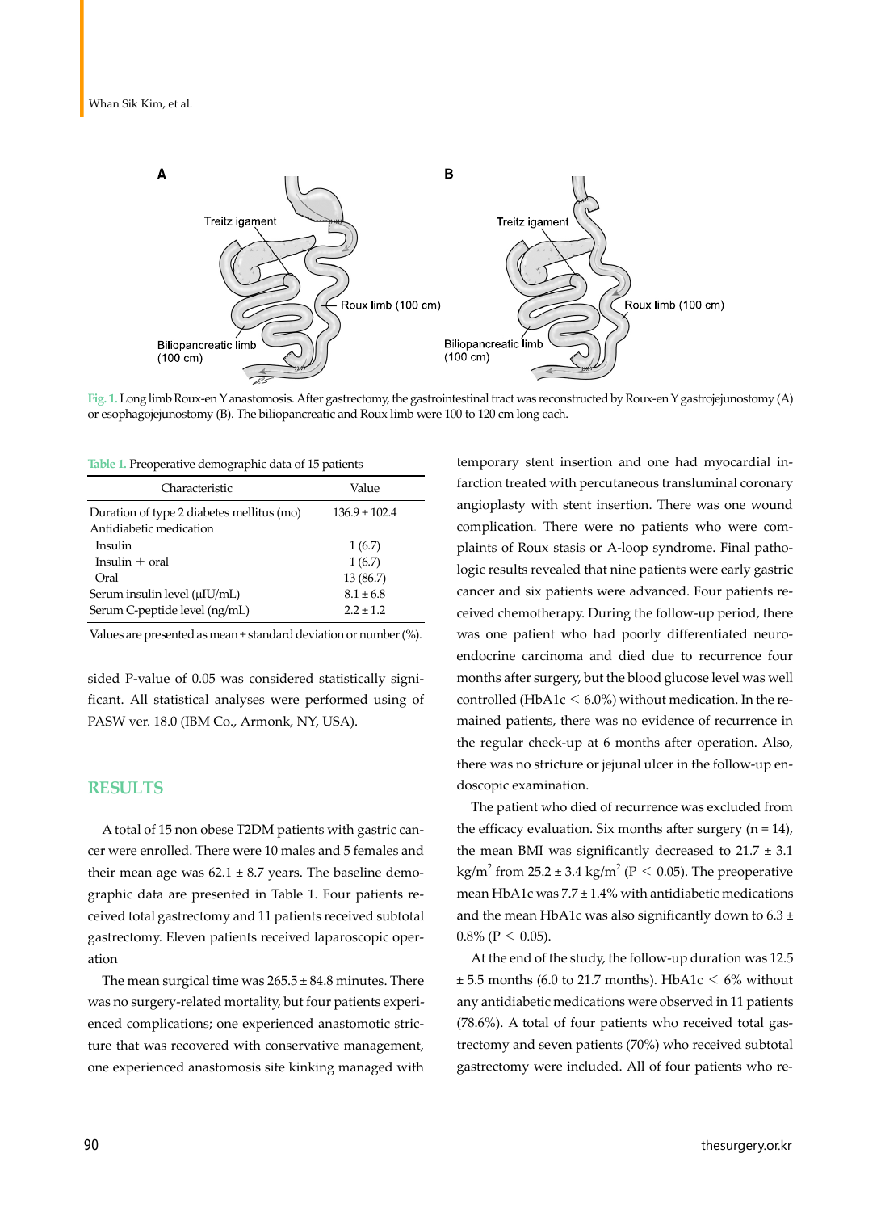Fig. 1. Long limb Roux-en Y anastomosis. After gastrectomy, the gastrointestinal tract was reconstructed by Roux-en Y gastrojejunostomy (A) or esophagojejunostomy (B). The biliopancreatic and Roux limb were 100 to 120 cm long each.

Table 1. Preoperative demographic data of 15 patients

| Characteristic | Value |
|---|---|
| Duration of type 2 diabetes mellitus (mo) | 136.9 ± 102.4 |
| Antidiabetic medication | |
| Insulin | 1 (6.7) |
| Insulin + oral | 1 (6.7) |
| Oral | 13 (86.7) |
| Serum insulin level (μIU/mL) | 8.1 ± 6.8 |
| Serum C-peptide level (ng/mL) | 2.2 ± 1.2 |

Values are presented as mean ± standard deviation or number (%).

sided P-value of 0.05 was considered statistically significant. All statistical analyses were performed using of PASW ver. 18.0 (IBM Co., Armonk, NY, USA).

## RESULTS

A total of 15 non obese T2DM patients with gastric cancer were enrolled. There were 10 males and 5 females and their mean age was 62.1 ± 8.7 years. The baseline demographic data are presented in Table 1. Four patients received total gastrectomy and 11 patients received subtotal gastrectomy. Eleven patients received laparoscopic operation

The mean surgical time was 265.5 ± 84.8 minutes. There was no surgery-related mortality, but four patients experienced complications; one experienced anastomotic stricture that was recovered with conservative management, one experienced anastomosis site kinking managed with temporary stent insertion and one had myocardial infarction treated with percutaneous transluminal coronary angioplasty with stent insertion. There was one wound complication. There were no patients who were complaints of Roux stasis or A-loop syndrome. Final pathologic results revealed that nine patients were early gastric cancer and six patients were advanced. Four patients received chemotherapy. During the follow-up period, there was one patient who had poorly differentiated neuroendocrine carcinoma and died due to recurrence four months after surgery, but the blood glucose level was well controlled (HbA1c < 6.0%) without medication. In the remained patients, there was no evidence of recurrence in the regular check-up at 6 months after operation. Also, there was no stricture or jejunal ulcer in the follow-up endoscopic examination.

The patient who died of recurrence was excluded from the efficacy evaluation. Six months after surgery (n = 14), the mean BMI was significantly decreased to 21.7 ± 3.1 $kg/m^2$ from 25.2 ± 3.4 $kg/m^2$ ($P < 0.05$). The preoperative mean HbA1c was 7.7 ± 1.4% with antidiabetic medications and the mean HbA1c was also significantly down to 6.3 ± 0.8% ($P < 0.05$).

At the end of the study, the follow-up duration was 12.5 ± 5.5 months (6.0 to 21.7 months). HbA1c < 6% without any antidiabetic medications were observed in 11 patients (78.6%). A total of four patients who received total gastrectomy and seven patients (70%) who received subtotal gastrectomy were included. All of four patients who re-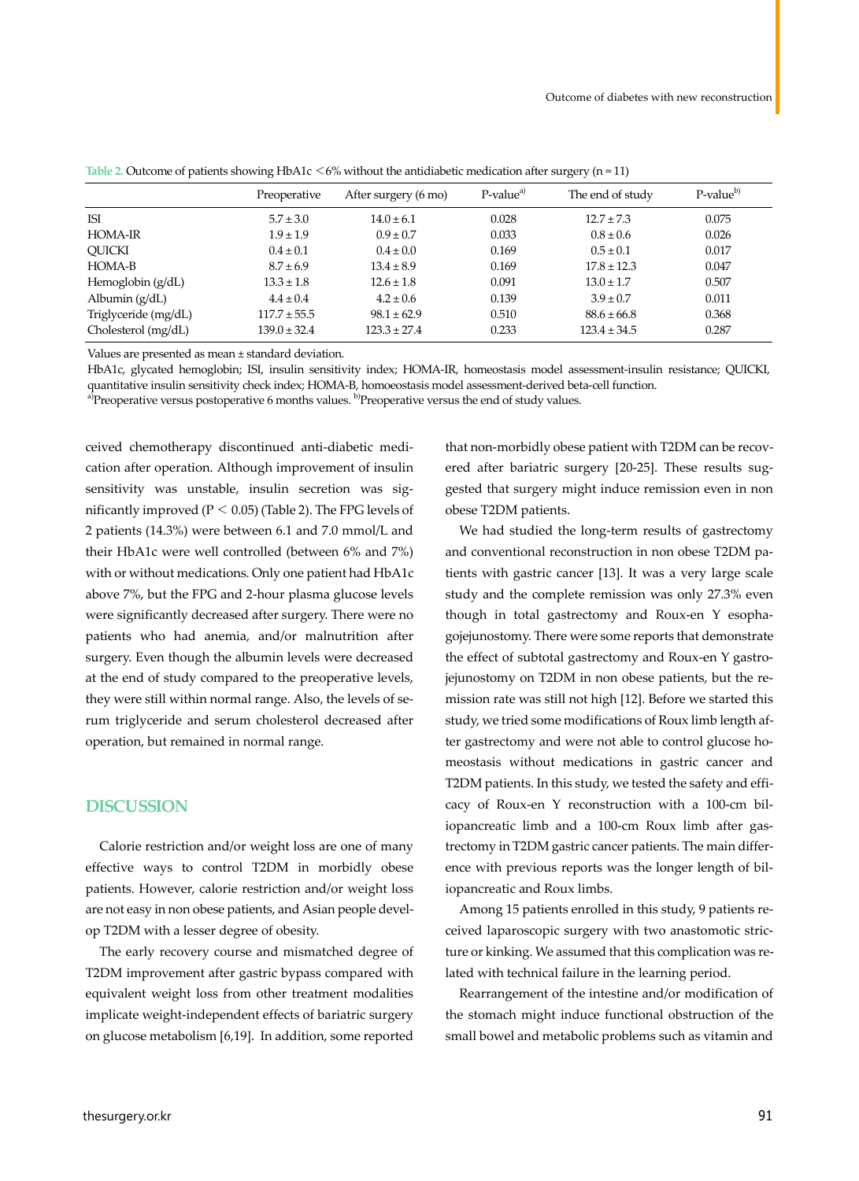**Table 2.** Outcome of patients showing HbA1c <6% without the antidiabetic medication after surgery (n = 11)

| | Preoperative | After surgery (6 mo) | P-value[a)] | The end of study | P-value[b)] |
|---|---|---|---|---|---|
| ISI | 5.7 ± 3.0 | 14.0 ± 6.1 | 0.028 | 12.7 ± 7.3 | 0.075 |
| HOMA-IR | 1.9 ± 1.9 | 0.9 ± 0.7 | 0.033 | 0.8 ± 0.6 | 0.026 |
| QUICKI | 0.4 ± 0.1 | 0.4 ± 0.0 | 0.169 | 0.5 ± 0.1 | 0.017 |
| HOMA-B | 8.7 ± 6.9 | 13.4 ± 8.9 | 0.169 | 17.8 ± 12.3 | 0.047 |
| Hemoglobin (g/dL) | 13.3 ± 1.8 | 12.6 ± 1.8 | 0.091 | 13.0 ± 1.7 | 0.507 |
| Albumin (g/dL) | 4.4 ± 0.4 | 4.2 ± 0.6 | 0.139 | 3.9 ± 0.7 | 0.011 |
| Triglyceride (mg/dL) | 117.7 ± 55.5 | 98.1 ± 62.9 | 0.510 | 88.6 ± 66.8 | 0.368 |
| Cholesterol (mg/dL) | 139.0 ± 32.4 | 123.3 ± 27.4 | 0.233 | 123.4 ± 34.5 | 0.287 |

Values are presented as mean ± standard deviation.

HbA1c, glycated hemoglobin; ISI, insulin sensitivity index; HOMA-IR, homeostasis model assessment-insulin resistance; QUICKI, quantitative insulin sensitivity check index; HOMA-B, homoeostasis model assessment-derived beta-cell function.

[a)]Preoperative versus postoperative 6 months values. [b)]Preoperative versus the end of study values.

ceived chemotherapy discontinued anti-diabetic medication after operation. Although improvement of insulin sensitivity was unstable, insulin secretion was significantly improved ($P < 0.05$) (Table 2). The FPG levels of 2 patients (14.3%) were between 6.1 and 7.0 mmol/L and their HbA1c were well controlled (between 6% and 7%) with or without medications. Only one patient had HbA1c above 7%, but the FPG and 2-hour plasma glucose levels were significantly decreased after surgery. There were no patients who had anemia, and/or malnutrition after surgery. Even though the albumin levels were decreased at the end of study compared to the preoperative levels, they were still within normal range. Also, the levels of serum triglyceride and serum cholesterol decreased after operation, but remained in normal range.

## DISCUSSION

Calorie restriction and/or weight loss are one of many effective ways to control T2DM in morbidly obese patients. However, calorie restriction and/or weight loss are not easy in non obese patients, and Asian people develop T2DM with a lesser degree of obesity.

The early recovery course and mismatched degree of T2DM improvement after gastric bypass compared with equivalent weight loss from other treatment modalities implicate weight-independent effects of bariatric surgery on glucose metabolism [6,19]. In addition, some reported that non-morbidly obese patient with T2DM can be recovered after bariatric surgery [20-25]. These results suggested that surgery might induce remission even in non obese T2DM patients.

We had studied the long-term results of gastrectomy and conventional reconstruction in non obese T2DM patients with gastric cancer [13]. It was a very large scale study and the complete remission was only 27.3% even though in total gastrectomy and Roux-en Y esophagojejunostomy. There were some reports that demonstrate the effect of subtotal gastrectomy and Roux-en Y gastrojejunostomy on T2DM in non obese patients, but the remission rate was still not high [12]. Before we started this study, we tried some modifications of Roux limb length after gastrectomy and were not able to control glucose homeostasis without medications in gastric cancer and T2DM patients. In this study, we tested the safety and efficacy of Roux-en Y reconstruction with a 100-cm biliopancreatic limb and a 100-cm Roux limb after gastrectomy in T2DM gastric cancer patients. The main difference with previous reports was the longer length of biliopancreatic and Roux limbs.

Among 15 patients enrolled in this study, 9 patients received laparoscopic surgery with two anastomotic stricture or kinking. We assumed that this complication was related with technical failure in the learning period.

Rearrangement of the intestine and/or modification of the stomach might induce functional obstruction of the small bowel and metabolic problems such as vitamin and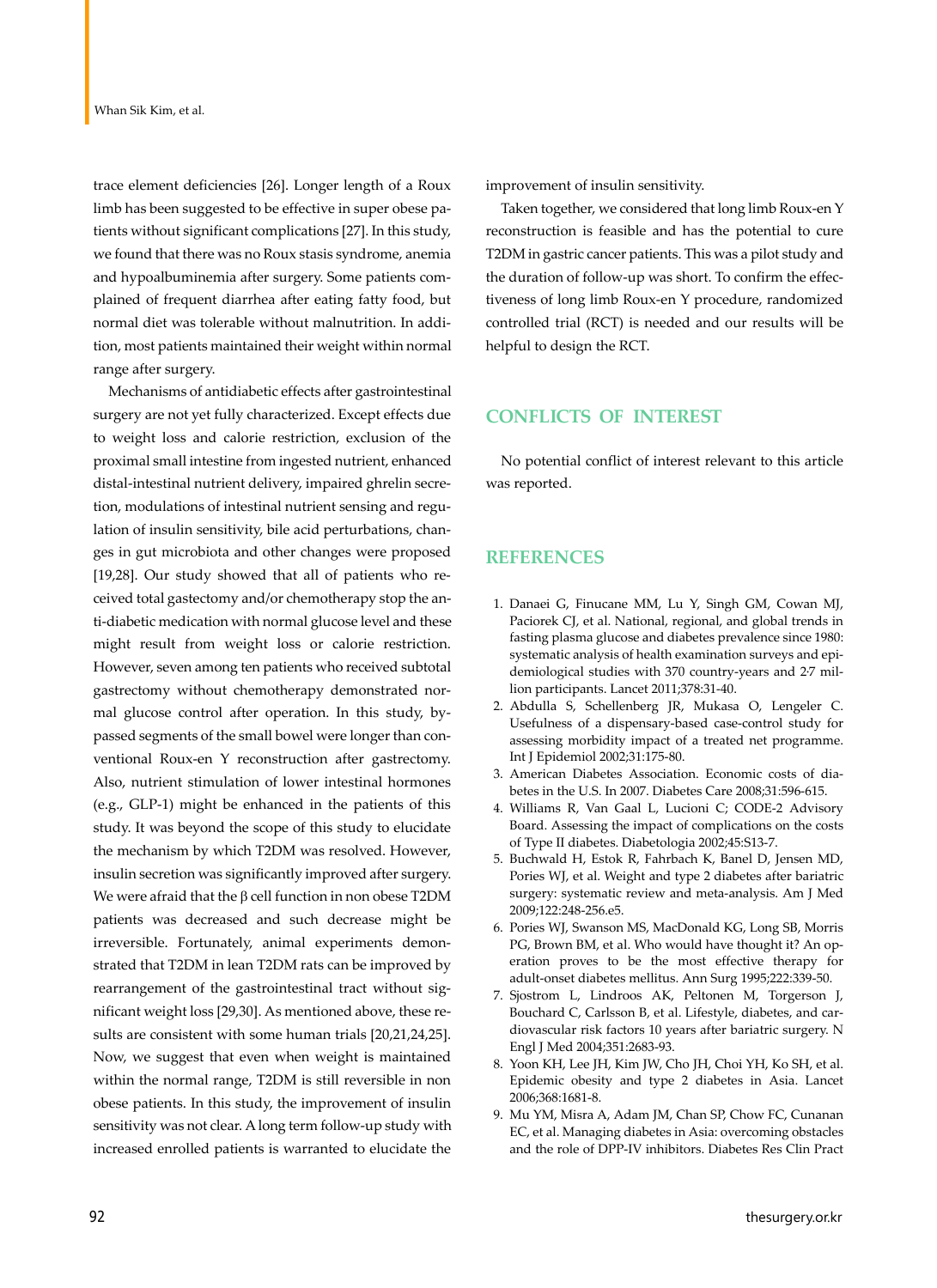trace element deficiencies [26]. Longer length of a Roux limb has been suggested to be effective in super obese patients without significant complications [27]. In this study, we found that there was no Roux stasis syndrome, anemia and hypoalbuminemia after surgery. Some patients complained of frequent diarrhea after eating fatty food, but normal diet was tolerable without malnutrition. In addition, most patients maintained their weight within normal range after surgery.

Mechanisms of antidiabetic effects after gastrointestinal surgery are not yet fully characterized. Except effects due to weight loss and calorie restriction, exclusion of the proximal small intestine from ingested nutrient, enhanced distal-intestinal nutrient delivery, impaired ghrelin secretion, modulations of intestinal nutrient sensing and regulation of insulin sensitivity, bile acid perturbations, changes in gut microbiota and other changes were proposed [19,28]. Our study showed that all of patients who received total gastectomy and/or chemotherapy stop the anti-diabetic medication with normal glucose level and these might result from weight loss or calorie restriction. However, seven among ten patients who received subtotal gastrectomy without chemotherapy demonstrated normal glucose control after operation. In this study, bypassed segments of the small bowel were longer than conventional Roux-en Y reconstruction after gastrectomy. Also, nutrient stimulation of lower intestinal hormones (e.g., GLP-1) might be enhanced in the patients of this study. It was beyond the scope of this study to elucidate the mechanism by which T2DM was resolved. However, insulin secretion was significantly improved after surgery. We were afraid that the β cell function in non obese T2DM patients was decreased and such decrease might be irreversible. Fortunately, animal experiments demonstrated that T2DM in lean T2DM rats can be improved by rearrangement of the gastrointestinal tract without significant weight loss [29,30]. As mentioned above, these results are consistent with some human trials [20,21,24,25]. Now, we suggest that even when weight is maintained within the normal range, T2DM is still reversible in non obese patients. In this study, the improvement of insulin sensitivity was not clear. A long term follow-up study with increased enrolled patients is warranted to elucidate the improvement of insulin sensitivity.

Taken together, we considered that long limb Roux-en Y reconstruction is feasible and has the potential to cure T2DM in gastric cancer patients. This was a pilot study and the duration of follow-up was short. To confirm the effectiveness of long limb Roux-en Y procedure, randomized controlled trial (RCT) is needed and our results will be helpful to design the RCT.

## CONFLICTS OF INTEREST

No potential conflict of interest relevant to this article was reported.

## REFERENCES

1. Danaei G, Finucane MM, Lu Y, Singh GM, Cowan MJ, Paciorek CJ, et al. National, regional, and global trends in fasting plasma glucose and diabetes prevalence since 1980: systematic analysis of health examination surveys and epidemiological studies with 370 country-years and 2·7 million participants. Lancet 2011;378:31-40.
2. Abdulla S, Schellenberg JR, Mukasa O, Lengeler C. Usefulness of a dispensary-based case-control study for assessing morbidity impact of a treated net programme. Int J Epidemiol 2002;31:175-80.
3. American Diabetes Association. Economic costs of diabetes in the U.S. In 2007. Diabetes Care 2008;31:596-615.
4. Williams R, Van Gaal L, Lucioni C; CODE-2 Advisory Board. Assessing the impact of complications on the costs of Type II diabetes. Diabetologia 2002;45:S13-7.
5. Buchwald H, Estok R, Fahrbach K, Banel D, Jensen MD, Pories WJ, et al. Weight and type 2 diabetes after bariatric surgery: systematic review and meta-analysis. Am J Med 2009;122:248-256.e5.
6. Pories WJ, Swanson MS, MacDonald KG, Long SB, Morris PG, Brown BM, et al. Who would have thought it? An operation proves to be the most effective therapy for adult-onset diabetes mellitus. Ann Surg 1995;222:339-50.
7. Sjostrom L, Lindroos AK, Peltonen M, Torgerson J, Bouchard C, Carlsson B, et al. Lifestyle, diabetes, and cardiovascular risk factors 10 years after bariatric surgery. N Engl J Med 2004;351:2683-93.
8. Yoon KH, Lee JH, Kim JW, Cho JH, Choi YH, Ko SH, et al. Epidemic obesity and type 2 diabetes in Asia. Lancet 2006;368:1681-8.
9. Mu YM, Misra A, Adam JM, Chan SP, Chow FC, Cunanan EC, et al. Managing diabetes in Asia: overcoming obstacles and the role of DPP-IV inhibitors. Diabetes Res Clin Pract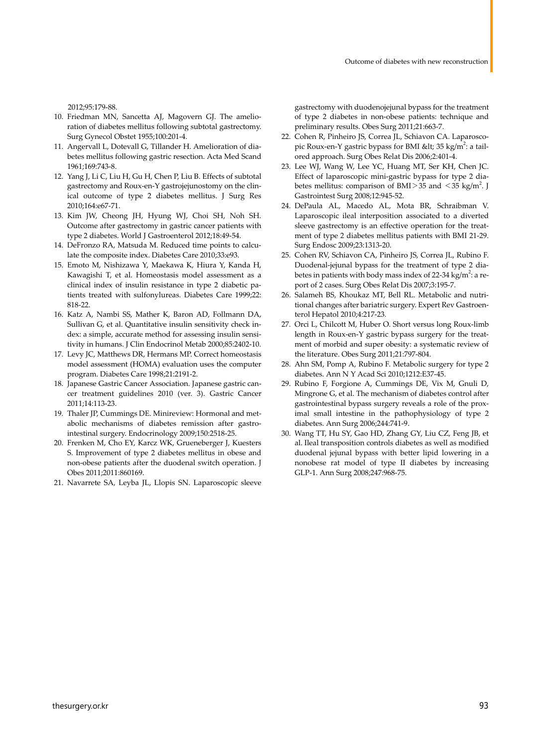2012;95:179-88.

10. Friedman MN, Sancetta AJ, Magovern GJ. The amelioration of diabetes mellitus following subtotal gastrectomy. Surg Gynecol Obstet 1955;100:201-4.
11. Angervall L, Dotevall G, Tillander H. Amelioration of diabetes mellitus following gastric resection. Acta Med Scand 1961;169:743-8.
12. Yang J, Li C, Liu H, Gu H, Chen P, Liu B. Effects of subtotal gastrectomy and Roux-en-Y gastrojejunostomy on the clinical outcome of type 2 diabetes mellitus. J Surg Res 2010;164:e67-71.
13. Kim JW, Cheong JH, Hyung WJ, Choi SH, Noh SH. Outcome after gastrectomy in gastric cancer patients with type 2 diabetes. World J Gastroenterol 2012;18:49-54.
14. DeFronzo RA, Matsuda M. Reduced time points to calculate the composite index. Diabetes Care 2010;33:e93.
15. Emoto M, Nishizawa Y, Maekawa K, Hiura Y, Kanda H, Kawagishi T, et al. Homeostasis model assessment as a clinical index of insulin resistance in type 2 diabetic patients treated with sulfonylureas. Diabetes Care 1999;22:818-22.
16. Katz A, Nambi SS, Mather K, Baron AD, Follmann DA, Sullivan G, et al. Quantitative insulin sensitivity check index: a simple, accurate method for assessing insulin sensitivity in humans. J Clin Endocrinol Metab 2000;85:2402-10.
17. Levy JC, Matthews DR, Hermans MP. Correct homeostasis model assessment (HOMA) evaluation uses the computer program. Diabetes Care 1998;21:2191-2.
18. Japanese Gastric Cancer Association. Japanese gastric cancer treatment guidelines 2010 (ver. 3). Gastric Cancer 2011;14:113-23.
19. Thaler JP, Cummings DE. Minireview: Hormonal and metabolic mechanisms of diabetes remission after gastrointestinal surgery. Endocrinology 2009;150:2518-25.
20. Frenken M, Cho EY, Karcz WK, Grueneberger J, Kuesters S. Improvement of type 2 diabetes mellitus in obese and non-obese patients after the duodenal switch operation. J Obes 2011;2011:860169.
21. Navarrete SA, Leyba JL, Llopis SN. Laparoscopic sleeve gastrectomy with duodenojejunal bypass for the treatment of type 2 diabetes in non-obese patients: technique and preliminary results. Obes Surg 2011;21:663-7.
22. Cohen R, Pinheiro JS, Correa JL, Schiavon CA. Laparoscopic Roux-en-Y gastric bypass for BMI &lt; 35 $kg/m^2$: a tailored approach. Surg Obes Relat Dis 2006;2:401-4.
23. Lee WJ, Wang W, Lee YC, Huang MT, Ser KH, Chen JC. Effect of laparoscopic mini-gastric bypass for type 2 diabetes mellitus: comparison of BMI > 35 and < 35 $kg/m^2$. J Gastrointest Surg 2008;12:945-52.
24. DePaula AL, Macedo AL, Mota BR, Schraibman V. Laparoscopic ileal interposition associated to a diverted sleeve gastrectomy is an effective operation for the treatment of type 2 diabetes mellitus patients with BMI 21-29. Surg Endosc 2009;23:1313-20.
25. Cohen RV, Schiavon CA, Pinheiro JS, Correa JL, Rubino F. Duodenal-jejunal bypass for the treatment of type 2 diabetes in patients with body mass index of 22-34 $kg/m^2$: a report of 2 cases. Surg Obes Relat Dis 2007;3:195-7.
26. Salameh BS, Khoukaz MT, Bell RL. Metabolic and nutritional changes after bariatric surgery. Expert Rev Gastroenterol Hepatol 2010;4:217-23.
27. Orci L, Chilcott M, Huber O. Short versus long Roux-limb length in Roux-en-Y gastric bypass surgery for the treatment of morbid and super obesity: a systematic review of the literature. Obes Surg 2011;21:797-804.
28. Ahn SM, Pomp A, Rubino F. Metabolic surgery for type 2 diabetes. Ann N Y Acad Sci 2010;1212:E37-45.
29. Rubino F, Forgione A, Cummings DE, Vix M, Gnuli D, Mingrone G, et al. The mechanism of diabetes control after gastrointestinal bypass surgery reveals a role of the proximal small intestine in the pathophysiology of type 2 diabetes. Ann Surg 2006;244:741-9.
30. Wang TT, Hu SY, Gao HD, Zhang GY, Liu CZ, Feng JB, et al. Ileal transposition controls diabetes as well as modified duodenal jejunal bypass with better lipid lowering in a nonobese rat model of type II diabetes by increasing GLP-1. Ann Surg 2008;247:968-75.